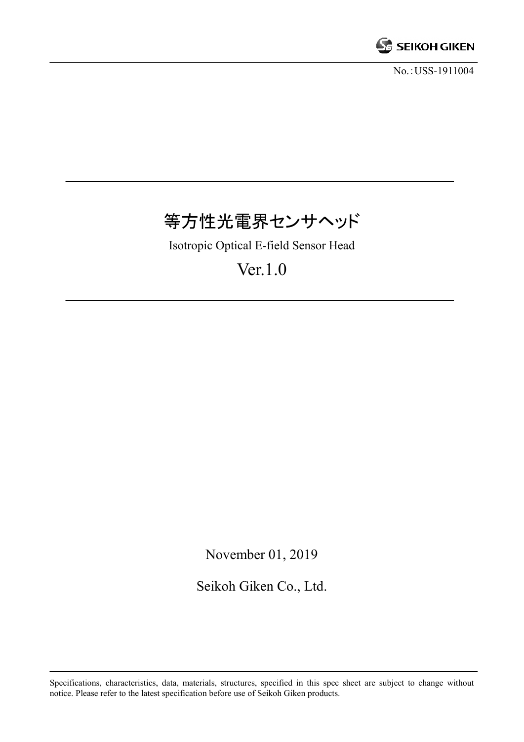SEIKOH GIKEN

No.：USS-1911004

# 等方性光電界センサヘッド

Isotropic Optical E-field Sensor Head

Ver.1.0

November 01, 2019

Seikoh Giken Co., Ltd.

Specifications, characteristics, data, materials, structures, specified in this spec sheet are subject to change without notice. Please refer to the latest specification before use of Seikoh Giken products.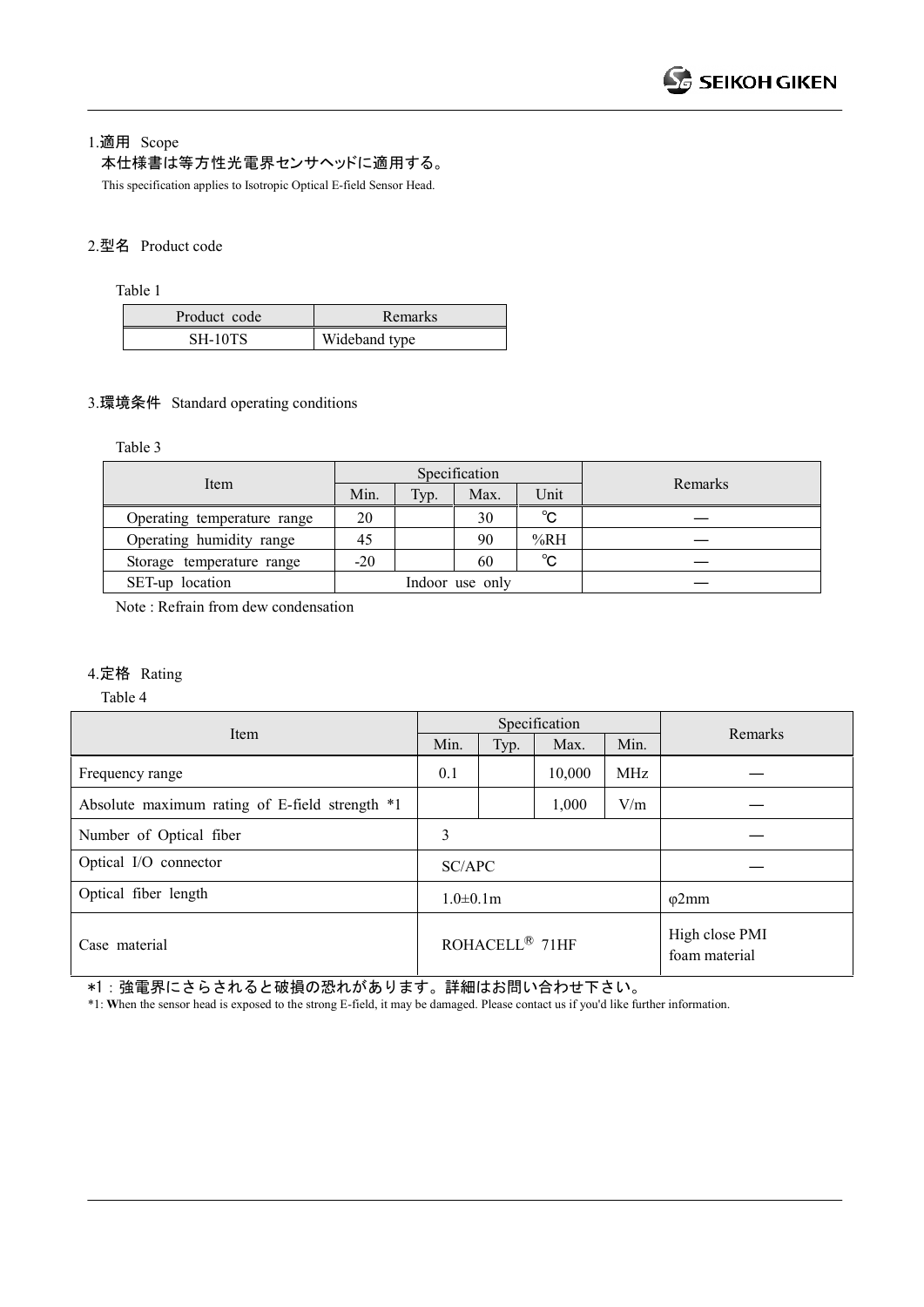## 1.適用 Scope

本仕様書は等方性光電界センサヘッドに適用する。

This specification applies to Isotropic Optical E-field Sensor Head.

## 2.型名 Product code

Table 1

| Product code | Remarks |
|---|---|
| SH-10TS | Wideband type |

## 3.環境条件 Standard operating conditions

Table 3

| Item | Specification | | | | Remarks |
|---|---|---|---|---|---|
| | Min. | Typ. | Max. | Unit | |
| Operating temperature range | 20 | | 30 | ℃ | — |
| Operating humidity range | 45 | | 90 | %RH | — |
| Storage temperature range | -20 | | 60 | ℃ | — |
| SET-up location | Indoor use only | | | | — |

Note : Refrain from dew condensation

## 4.定格 Rating

Table 4

| Item | Specification | | | | Remarks |
|---|---|---|---|---|---|
| | Min. | Typ. | Max. | Min. | |
| Frequency range | 0.1 | | 10,000 | MHz | — |
| Absolute maximum rating of E-field strength *1 | | | 1,000 | V/m | — |
| Number of Optical fiber | 3 | | | | — |
| Optical I/O connector | SC/APC | | | | — |
| Optical fiber length | 1.0±0.1m | | | | φ2mm |
| Case material | ROHACELL® 71HF | | | | High close PMI foam material |

*1：強電界にさらされると破損の恐れがあります。詳細はお問い合わせ下さい。

*1: When the sensor head is exposed to the strong E-field, it may be damaged. Please contact us if you'd like further information.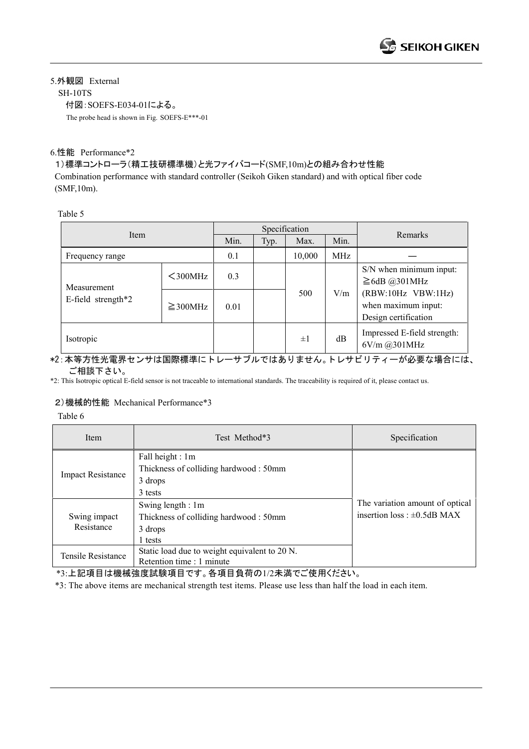## 5.外観図　External

SH-10TS

付図：SOEFS-E034-01による。

The probe head is shown in Fig. SOEFS-E***-01

## 6.性能　Performance*2

### 1）標準コントローラ（精工技研標準機）と光ファイバコード(SMF,10m)との組み合わせ性能

Combination performance with standard controller (Seikoh Giken standard) and with optical fiber code (SMF,10m).

Table 5

| Item | | Specification | | | | Remarks |
|---|---|---|---|---|---|---|
| | | Min. | Typ. | Max. | Min. | |
| Frequency range | | 0.1 | | 10,000 | MHz | — |
| Measurement E-field strength*2 | ＜300MHz | 0.3 | | 500 | V/m | S/N when minimum input: ≧6dB @301MHz (RBW:10Hz VBW:1Hz) when maximum input: Design certification |
| | ≧300MHz | 0.01 | | | | |
| Isotropic | | | | ±1 | dB | Impressed E-field strength: 6V/m @301MHz |

*2：本等方性光電界センサは国際標準にトレーサブルではありません。トレサビリティーが必要な場合には、ご相談下さい。

*2: This Isotropic optical E-field sensor is not traceable to international standards. The traceability is required of it, please contact us.

### 2）機械的性能　Mechanical Performance*3

Table 6

| Item | Test Method*3 | Specification |
|---|---|---|
| Impact Resistance | Fall height : 1m<br>Thickness of colliding hardwood : 50mm<br>3 drops<br>3 tests | The variation amount of optical insertion loss : ±0.5dB MAX |
| Swing impact Resistance | Swing length : 1m<br>Thickness of colliding hardwood : 50mm<br>3 drops<br>1 tests | |
| Tensile Resistance | Static load due to weight equivalent to 20 N.<br>Retention time : 1 minute | |

*3:上記項目は機械強度試験項目です。各項目負荷の1/2未満でご使用ください。

*3: The above items are mechanical strength test items. Please use less than half the load in each item.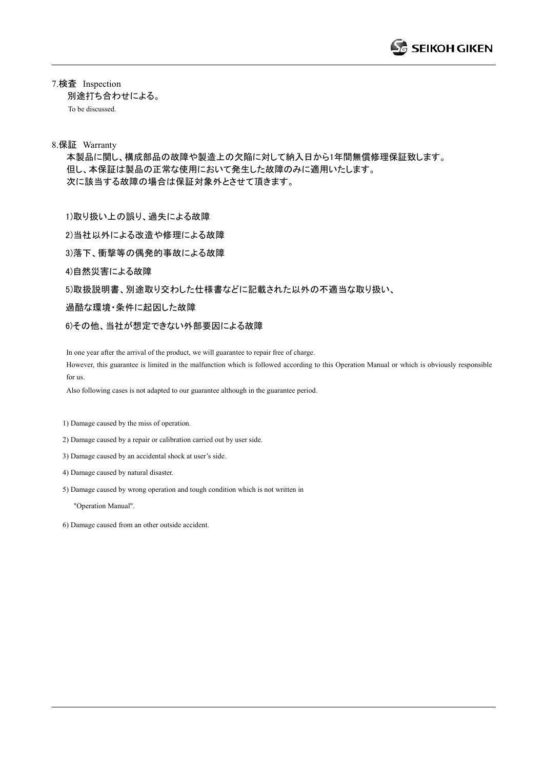## 7.検査 Inspection

別途打ち合わせによる。

To be discussed.

## 8.保証 Warranty

本製品に関し、構成部品の故障や製造上の欠陥に対して納入日から1年間無償修理保証致します。
但し、本保証は製品の正常な使用において発生した故障のみに適用いたします。
次に該当する故障の場合は保証対象外とさせて頂きます。

1)取り扱い上の誤り、過失による故障

2)当社以外による改造や修理による故障

3)落下、衝撃等の偶発的事故による故障

4)自然災害による故障

5)取扱説明書、別途取り交わした仕様書などに記載された以外の不適当な取り扱い、
過酷な環境・条件に起因した故障

6)その他、当社が想定できない外部要因による故障

In one year after the arrival of the product, we will guarantee to repair free of charge.
However, this guarantee is limited in the malfunction which is followed according to this Operation Manual or which is obviously responsible for us.
Also following cases is not adapted to our guarantee although in the guarantee period.

1) Damage caused by the miss of operation.

2) Damage caused by a repair or calibration carried out by user side.

3) Damage caused by an accidental shock at user's side.

4) Damage caused by natural disaster.

5) Damage caused by wrong operation and tough condition which is not written in
"Operation Manual".

6) Damage caused from an other outside accident.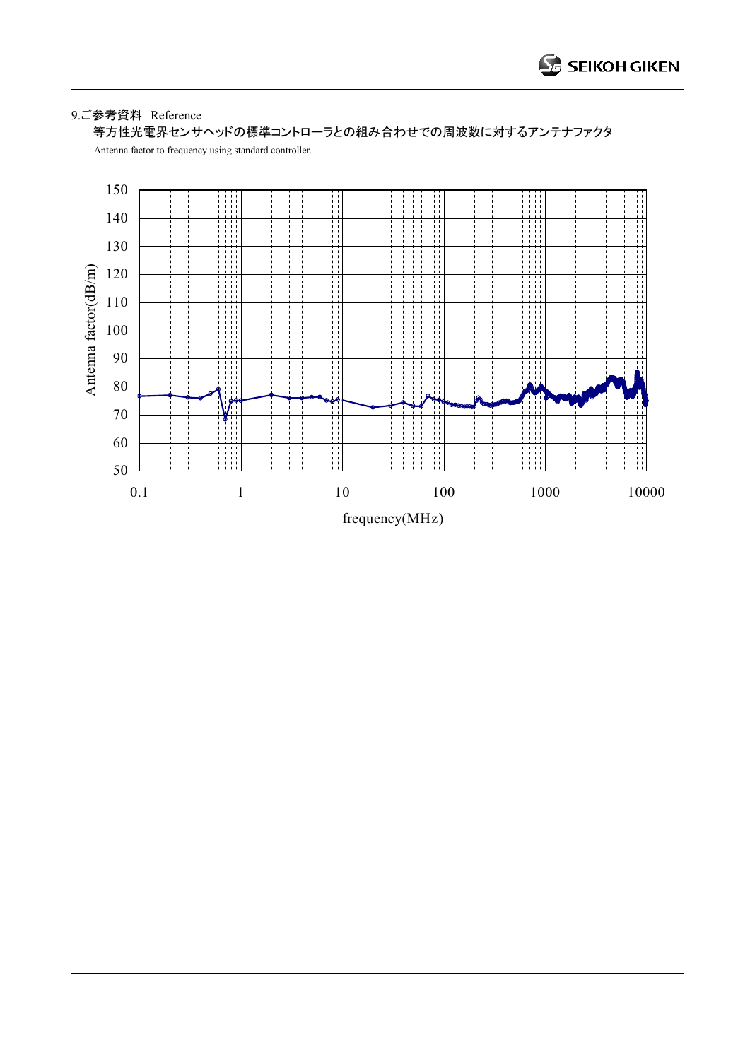9.ご参考資料　Reference

等方性光電界センサヘッドの標準コントローラとの組み合わせでの周波数に対するアンテナファクタ

Antenna factor to frequency using standard controller.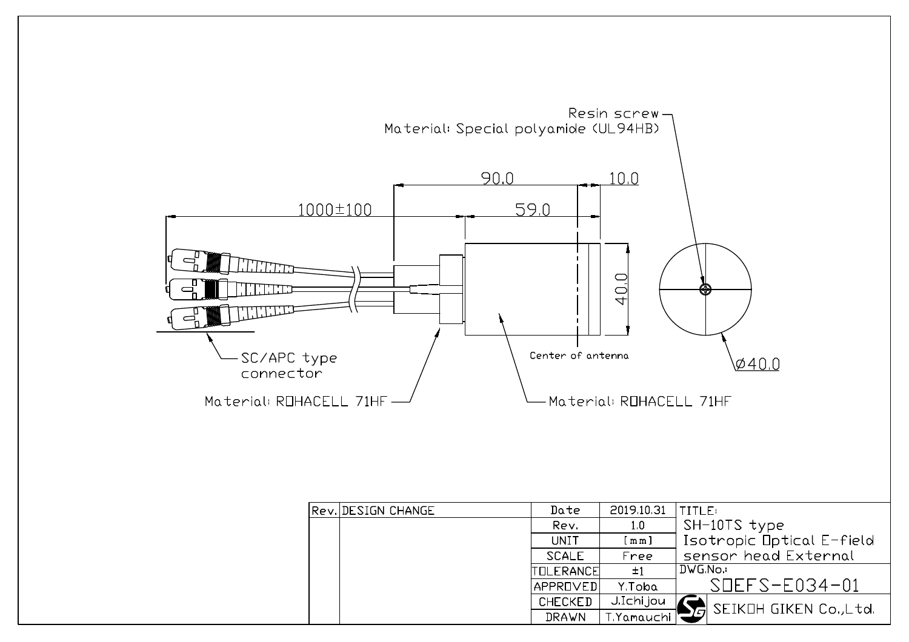Resin screw
Material: Special polyamide (UL94HB)

90.0
10.0
1000±100
59.0
40.0

SC/APC type connector

Material: ROHACELL 71HF

Center of antenna

Material: ROHACELL 71HF

Ø40.0

| Rev. | DESIGN CHANGE | Date | 2019.10.31 | TITLE: SH-10TS type Isotropic Optical E-field sensor head External |
|---|---|---|---|---|
| | | Rev. | 1.0 | |
| | | UNIT | [mm] | |
| | | SCALE | Free | |
| | | TOLERANCE | ±1 | DWG.No.: SOEFS-E034-01 |
| | | APPROVED | Y.Toba | |
| | | CHECKED | J.Ichijou | SEIKOH GIKEN Co.,Ltd. |
| | | DRAWN | T.Yamauchi | |